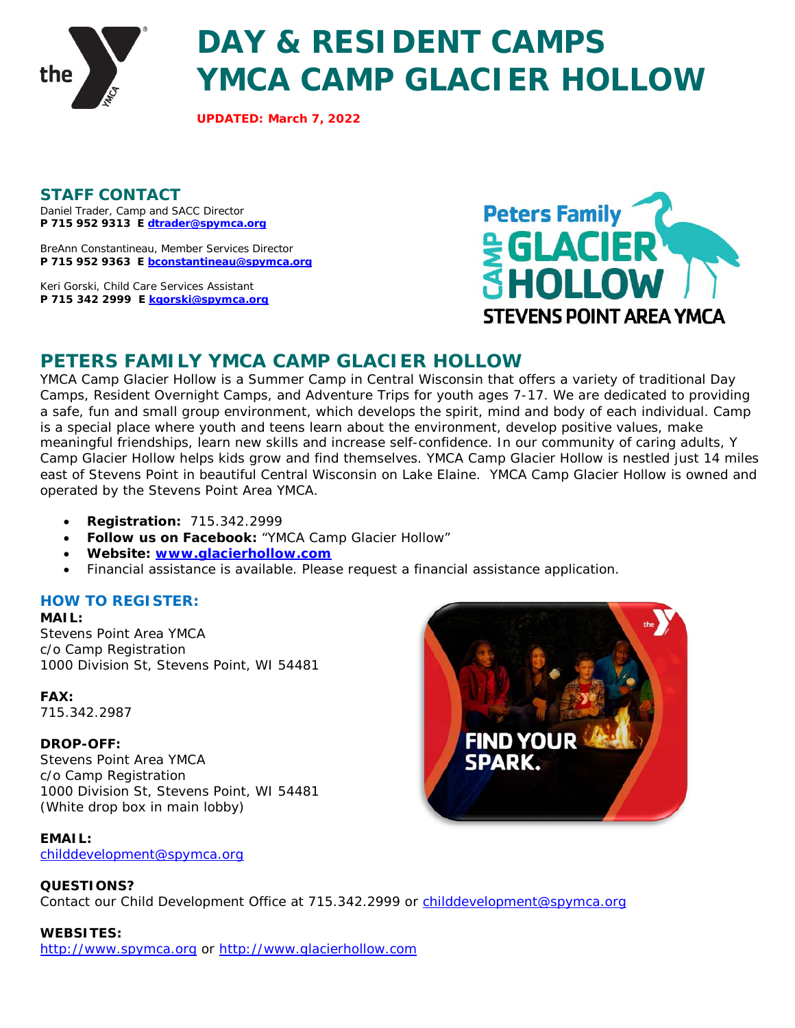# DAY & RESIDENT CAMPS
# YMCA CAMP GLACIER HOLLOW

**UPDATED: March 7, 2022**

## STAFF CONTACT

Daniel Trader, Camp and SACC Director
**P 715 952 9313 E dtrader@spymca.org**

BreAnn Constantineau, Member Services Director
**P 715 952 9363 E bconstantineau@spymca.org**

Keri Gorski, Child Care Services Assistant
**P 715 342 2999 E kgorski@spymca.org**

## PETERS FAMILY YMCA CAMP GLACIER HOLLOW

YMCA Camp Glacier Hollow is a Summer Camp in Central Wisconsin that offers a variety of traditional Day Camps, Resident Overnight Camps, and Adventure Trips for youth ages 7-17. We are dedicated to providing a safe, fun and small group environment, which develops the spirit, mind and body of each individual. Camp is a special place where youth and teens learn about the environment, develop positive values, make meaningful friendships, learn new skills and increase self-confidence. In our community of caring adults, Y Camp Glacier Hollow helps kids grow and find themselves. YMCA Camp Glacier Hollow is nestled just 14 miles east of Stevens Point in beautiful Central Wisconsin on Lake Elaine. YMCA Camp Glacier Hollow is owned and operated by the Stevens Point Area YMCA.

- **Registration:** 715.342.2999
- **Follow us on Facebook:** "YMCA Camp Glacier Hollow"
- **Website: www.glacierhollow.com**
- Financial assistance is available. Please request a financial assistance application.

### HOW TO REGISTER:

**MAIL:**
Stevens Point Area YMCA
c/o Camp Registration
1000 Division St, Stevens Point, WI 54481

**FAX:**
715.342.2987

**DROP-OFF:**
Stevens Point Area YMCA
c/o Camp Registration
1000 Division St, Stevens Point, WI 54481
(White drop box in main lobby)

**EMAIL:**
childdevelopment@spymca.org

**QUESTIONS?**
Contact our Child Development Office at 715.342.2999 or childdevelopment@spymca.org

**WEBSITES:**
http://www.spymca.org or http://www.glacierhollow.com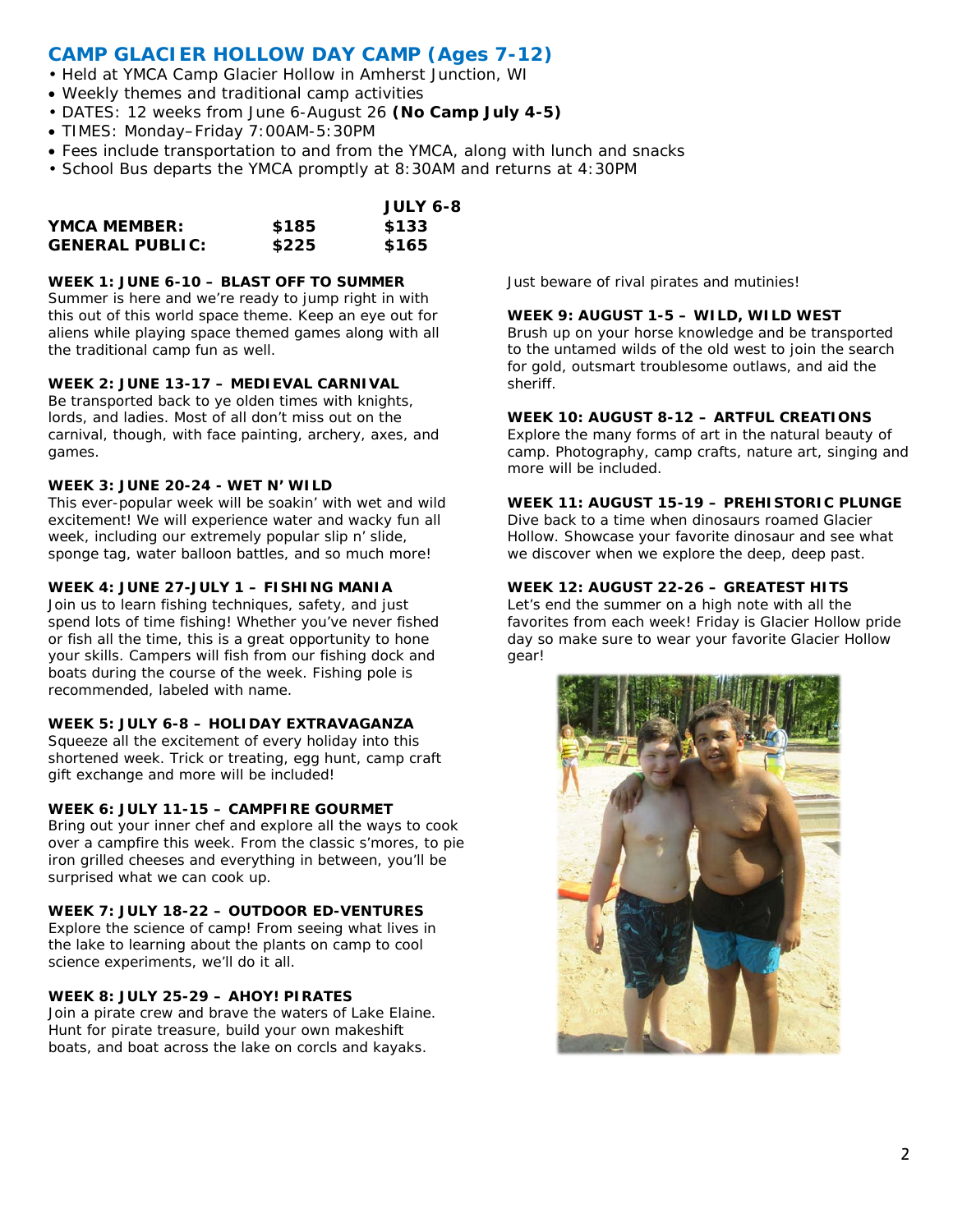## CAMP GLACIER HOLLOW DAY CAMP (Ages 7-12)

- Held at YMCA Camp Glacier Hollow in Amherst Junction, WI
- Weekly themes and traditional camp activities
- DATES: 12 weeks from June 6-August 26 **(No Camp July 4-5)**
- TIMES: Monday–Friday 7:00AM-5:30PM
- Fees include transportation to and from the YMCA, along with lunch and snacks
- School Bus departs the YMCA promptly at 8:30AM and returns at 4:30PM

| | | JULY 6-8 |
|---|---|---|
| **YMCA MEMBER:** | **$185** | **$133** |
| **GENERAL PUBLIC:** | **$225** | **$165** |

**WEEK 1: JUNE 6-10 – BLAST OFF TO SUMMER**
Summer is here and we're ready to jump right in with this out of this world space theme. Keep an eye out for aliens while playing space themed games along with all the traditional camp fun as well.

**WEEK 2: JUNE 13-17 – MEDIEVAL CARNIVAL**
Be transported back to ye olden times with knights, lords, and ladies. Most of all don't miss out on the carnival, though, with face painting, archery, axes, and games.

**WEEK 3: JUNE 20-24 - WET N' WILD**
This ever-popular week will be soakin' with wet and wild excitement! We will experience water and wacky fun all week, including our extremely popular slip n' slide, sponge tag, water balloon battles, and so much more!

**WEEK 4: JUNE 27-JULY 1 – FISHING MANIA**
Join us to learn fishing techniques, safety, and just spend lots of time fishing! Whether you've never fished or fish all the time, this is a great opportunity to hone your skills. Campers will fish from our fishing dock and boats during the course of the week. Fishing pole is recommended, labeled with name.

**WEEK 5: JULY 6-8 – HOLIDAY EXTRAVAGANZA**
Squeeze all the excitement of every holiday into this shortened week. Trick or treating, egg hunt, camp craft gift exchange and more will be included!

**WEEK 6: JULY 11-15 – CAMPFIRE GOURMET**
Bring out your inner chef and explore all the ways to cook over a campfire this week. From the classic s'mores, to pie iron grilled cheeses and everything in between, you'll be surprised what we can cook up.

**WEEK 7: JULY 18-22 – OUTDOOR ED-VENTURES**
Explore the science of camp! From seeing what lives in the lake to learning about the plants on camp to cool science experiments, we'll do it all.

**WEEK 8: JULY 25-29 – AHOY! PIRATES**
Join a pirate crew and brave the waters of Lake Elaine. Hunt for pirate treasure, build your own makeshift boats, and boat across the lake on corcls and kayaks. Just beware of rival pirates and mutinies!

**WEEK 9: AUGUST 1-5 – WILD, WILD WEST**
Brush up on your horse knowledge and be transported to the untamed wilds of the old west to join the search for gold, outsmart troublesome outlaws, and aid the sheriff.

**WEEK 10: AUGUST 8-12 – ARTFUL CREATIONS**
Explore the many forms of art in the natural beauty of camp. Photography, camp crafts, nature art, singing and more will be included.

**WEEK 11: AUGUST 15-19 – PREHISTORIC PLUNGE**
Dive back to a time when dinosaurs roamed Glacier Hollow. Showcase your favorite dinosaur and see what we discover when we explore the deep, deep past.

**WEEK 12: AUGUST 22-26 – GREATEST HITS**
Let's end the summer on a high note with all the favorites from each week! Friday is Glacier Hollow pride day so make sure to wear your favorite Glacier Hollow gear!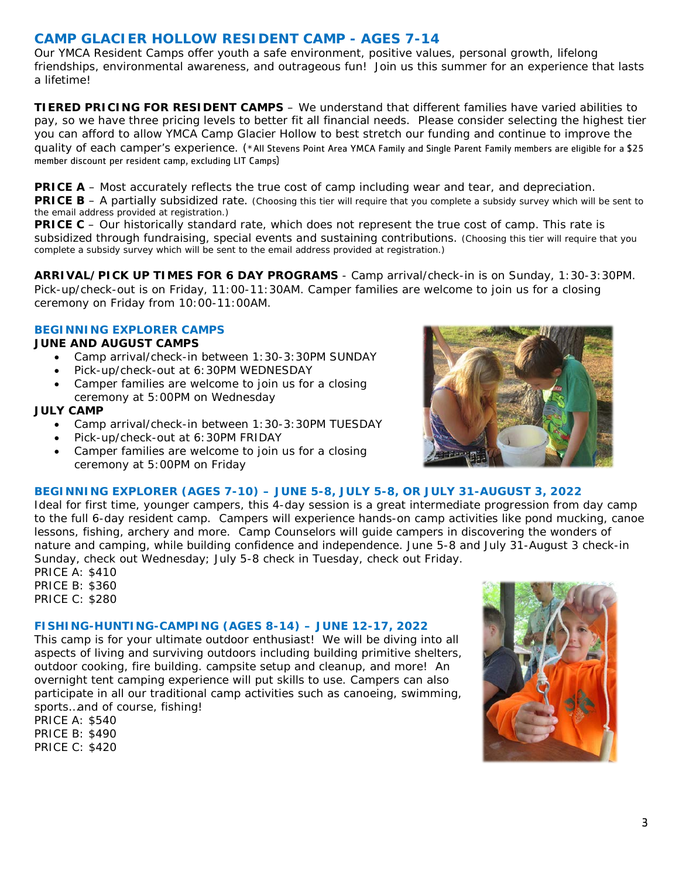## CAMP GLACIER HOLLOW RESIDENT CAMP - AGES 7-14

Our YMCA Resident Camps offer youth a safe environment, positive values, personal growth, lifelong friendships, environmental awareness, and outrageous fun! Join us this summer for an experience that lasts a lifetime!

**TIERED PRICING FOR RESIDENT CAMPS** – We understand that different families have varied abilities to pay, so we have three pricing levels to better fit all financial needs. Please consider selecting the highest tier you can afford to allow YMCA Camp Glacier Hollow to best stretch our funding and continue to improve the quality of each camper's experience. (*All Stevens Point Area YMCA Family and Single Parent Family members are eligible for a $25 member discount per resident camp, excluding LIT Camps)

**PRICE A** – Most accurately reflects the true cost of camp including wear and tear, and depreciation.
**PRICE B** – A partially subsidized rate. (Choosing this tier will require that you complete a subsidy survey which will be sent to the email address provided at registration.)
**PRICE C** – Our historically standard rate, which does not represent the true cost of camp. This rate is subsidized through fundraising, special events and sustaining contributions. (Choosing this tier will require that you complete a subsidy survey which will be sent to the email address provided at registration.)

**ARRIVAL/PICK UP TIMES FOR 6 DAY PROGRAMS** - Camp arrival/check-in is on Sunday, 1:30-3:30PM. Pick-up/check-out is on Friday, 11:00-11:30AM. Camper families are welcome to join us for a closing ceremony on Friday from 10:00-11:00AM.

### BEGINNING EXPLORER CAMPS

**JUNE AND AUGUST CAMPS**

- Camp arrival/check-in between 1:30-3:30PM SUNDAY
- Pick-up/check-out at 6:30PM WEDNESDAY
- Camper families are welcome to join us for a closing ceremony at 5:00PM on Wednesday

**JULY CAMP**

- Camp arrival/check-in between 1:30-3:30PM TUESDAY
- Pick-up/check-out at 6:30PM FRIDAY
- Camper families are welcome to join us for a closing ceremony at 5:00PM on Friday

### BEGINNING EXPLORER (AGES 7-10) – JUNE 5-8, JULY 5-8, OR JULY 31-AUGUST 3, 2022

Ideal for first time, younger campers, this 4-day session is a great intermediate progression from day camp to the full 6-day resident camp. Campers will experience hands-on camp activities like pond mucking, canoe lessons, fishing, archery and more. Camp Counselors will guide campers in discovering the wonders of nature and camping, while building confidence and independence. June 5-8 and July 31-August 3 check-in Sunday, check out Wednesday; July 5-8 check in Tuesday, check out Friday.

PRICE A: $410
PRICE B: $360
PRICE C: $280

### FISHING-HUNTING-CAMPING (AGES 8-14) – JUNE 12-17, 2022

This camp is for your ultimate outdoor enthusiast! We will be diving into all aspects of living and surviving outdoors including building primitive shelters, outdoor cooking, fire building. campsite setup and cleanup, and more! An overnight tent camping experience will put skills to use. Campers can also participate in all our traditional camp activities such as canoeing, swimming, sports…and of course, fishing!

PRICE A: $540
PRICE B: $490
PRICE C: $420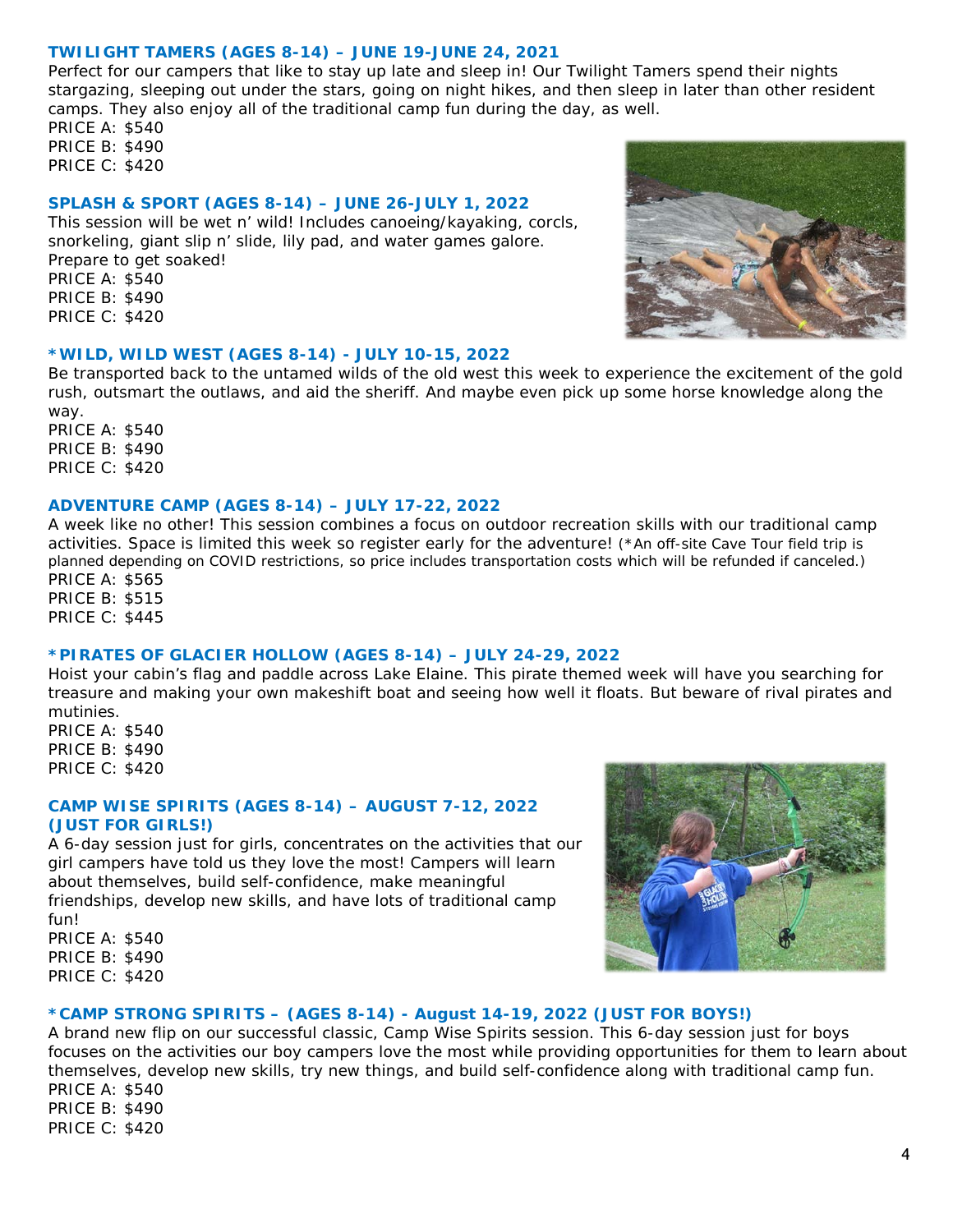### TWILIGHT TAMERS (AGES 8-14) – JUNE 19-JUNE 24, 2021

Perfect for our campers that like to stay up late and sleep in! Our Twilight Tamers spend their nights stargazing, sleeping out under the stars, going on night hikes, and then sleep in later than other resident camps. They also enjoy all of the traditional camp fun during the day, as well.

PRICE A: $540
PRICE B: $490
PRICE C: $420

### SPLASH & SPORT (AGES 8-14) – JUNE 26-JULY 1, 2022

This session will be wet n' wild! Includes canoeing/kayaking, corcls, snorkeling, giant slip n' slide, lily pad, and water games galore. Prepare to get soaked!

PRICE A: $540
PRICE B: $490
PRICE C: $420

### *WILD, WILD WEST (AGES 8-14) - JULY 10-15, 2022

Be transported back to the untamed wilds of the old west this week to experience the excitement of the gold rush, outsmart the outlaws, and aid the sheriff. And maybe even pick up some horse knowledge along the way.

PRICE A: $540
PRICE B: $490
PRICE C: $420

### ADVENTURE CAMP (AGES 8-14) – JULY 17-22, 2022

A week like no other! This session combines a focus on outdoor recreation skills with our traditional camp activities. Space is limited this week so register early for the adventure! (*An off-site Cave Tour field trip is planned depending on COVID restrictions, so price includes transportation costs which will be refunded if canceled.)

PRICE A: $565
PRICE B: $515
PRICE C: $445

### *PIRATES OF GLACIER HOLLOW (AGES 8-14) – JULY 24-29, 2022

Hoist your cabin's flag and paddle across Lake Elaine. This pirate themed week will have you searching for treasure and making your own makeshift boat and seeing how well it floats. But beware of rival pirates and mutinies.

PRICE A: $540
PRICE B: $490
PRICE C: $420

### CAMP WISE SPIRITS (AGES 8-14) – AUGUST 7-12, 2022 (JUST FOR GIRLS!)

A 6-day session just for girls, concentrates on the activities that our girl campers have told us they love the most! Campers will learn about themselves, build self-confidence, make meaningful friendships, develop new skills, and have lots of traditional camp fun!

PRICE A: $540
PRICE B: $490
PRICE C: $420

### *CAMP STRONG SPIRITS – (AGES 8-14) - August 14-19, 2022 (JUST FOR BOYS!)

A brand new flip on our successful classic, Camp Wise Spirits session. This 6-day session just for boys focuses on the activities our boy campers love the most while providing opportunities for them to learn about themselves, develop new skills, try new things, and build self-confidence along with traditional camp fun.

PRICE A: $540
PRICE B: $490
PRICE C: $420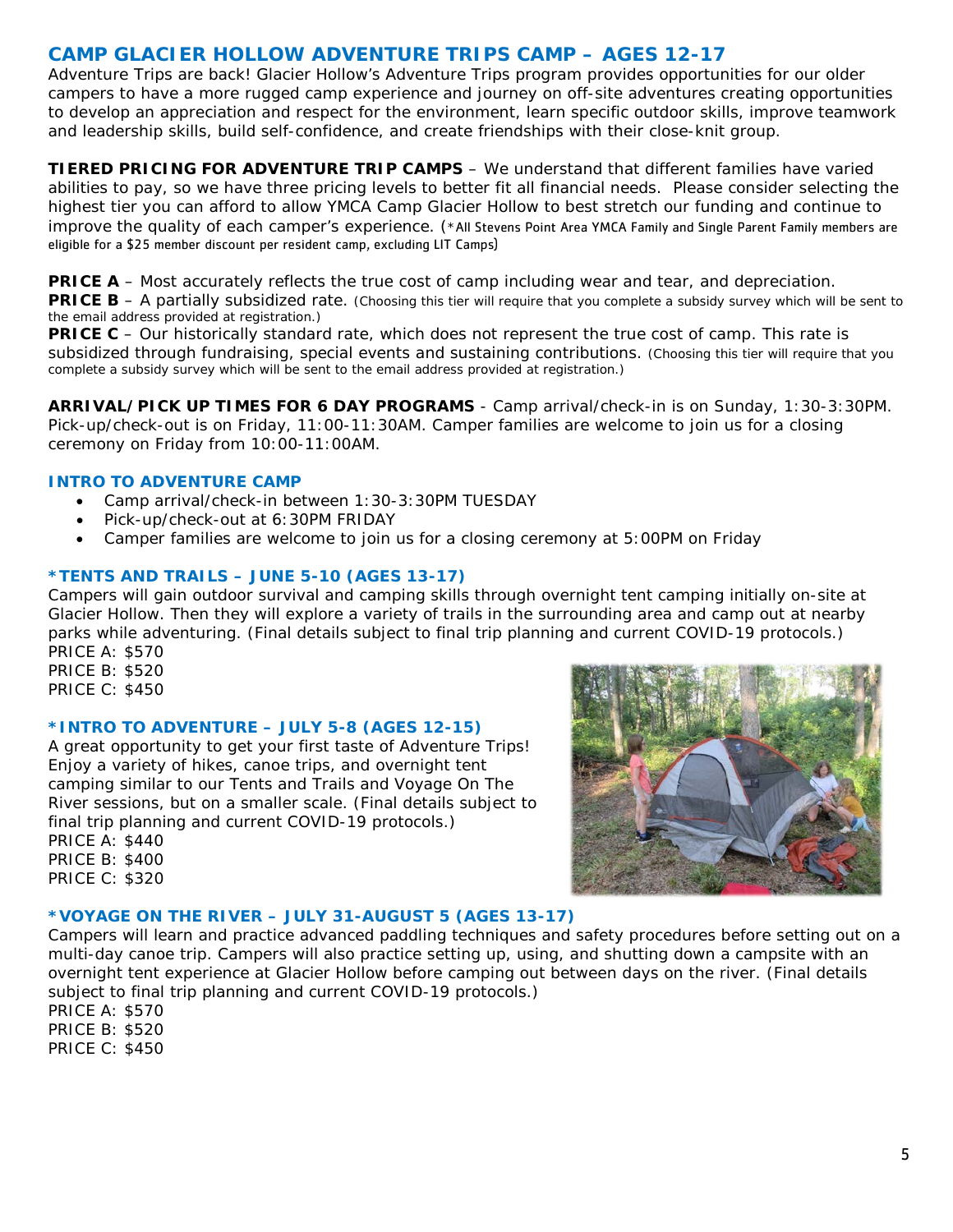## CAMP GLACIER HOLLOW ADVENTURE TRIPS CAMP – AGES 12-17

Adventure Trips are back! Glacier Hollow's Adventure Trips program provides opportunities for our older campers to have a more rugged camp experience and journey on off-site adventures creating opportunities to develop an appreciation and respect for the environment, learn specific outdoor skills, improve teamwork and leadership skills, build self-confidence, and create friendships with their close-knit group.

**TIERED PRICING FOR ADVENTURE TRIP CAMPS** – We understand that different families have varied abilities to pay, so we have three pricing levels to better fit all financial needs. Please consider selecting the highest tier you can afford to allow YMCA Camp Glacier Hollow to best stretch our funding and continue to improve the quality of each camper's experience. (*All Stevens Point Area YMCA Family and Single Parent Family members are eligible for a $25 member discount per resident camp, excluding LIT Camps)

**PRICE A** – Most accurately reflects the true cost of camp including wear and tear, and depreciation.
**PRICE B** – A partially subsidized rate. (Choosing this tier will require that you complete a subsidy survey which will be sent to the email address provided at registration.)
**PRICE C** – Our historically standard rate, which does not represent the true cost of camp. This rate is subsidized through fundraising, special events and sustaining contributions. (Choosing this tier will require that you complete a subsidy survey which will be sent to the email address provided at registration.)

**ARRIVAL/PICK UP TIMES FOR 6 DAY PROGRAMS** - Camp arrival/check-in is on Sunday, 1:30-3:30PM. Pick-up/check-out is on Friday, 11:00-11:30AM. Camper families are welcome to join us for a closing ceremony on Friday from 10:00-11:00AM.

### INTRO TO ADVENTURE CAMP

- Camp arrival/check-in between 1:30-3:30PM TUESDAY
- Pick-up/check-out at 6:30PM FRIDAY
- Camper families are welcome to join us for a closing ceremony at 5:00PM on Friday

### *TENTS AND TRAILS – JUNE 5-10 (AGES 13-17)

Campers will gain outdoor survival and camping skills through overnight tent camping initially on-site at Glacier Hollow. Then they will explore a variety of trails in the surrounding area and camp out at nearby parks while adventuring. (Final details subject to final trip planning and current COVID-19 protocols.)
PRICE A: $570
PRICE B: $520
PRICE C: $450

### *INTRO TO ADVENTURE – JULY 5-8 (AGES 12-15)

A great opportunity to get your first taste of Adventure Trips! Enjoy a variety of hikes, canoe trips, and overnight tent camping similar to our Tents and Trails and Voyage On The River sessions, but on a smaller scale. (Final details subject to final trip planning and current COVID-19 protocols.)
PRICE A: $440
PRICE B: $400
PRICE C: $320

### *VOYAGE ON THE RIVER – JULY 31-AUGUST 5 (AGES 13-17)

Campers will learn and practice advanced paddling techniques and safety procedures before setting out on a multi-day canoe trip. Campers will also practice setting up, using, and shutting down a campsite with an overnight tent experience at Glacier Hollow before camping out between days on the river. (Final details subject to final trip planning and current COVID-19 protocols.)
PRICE A: $570
PRICE B: $520
PRICE C: $450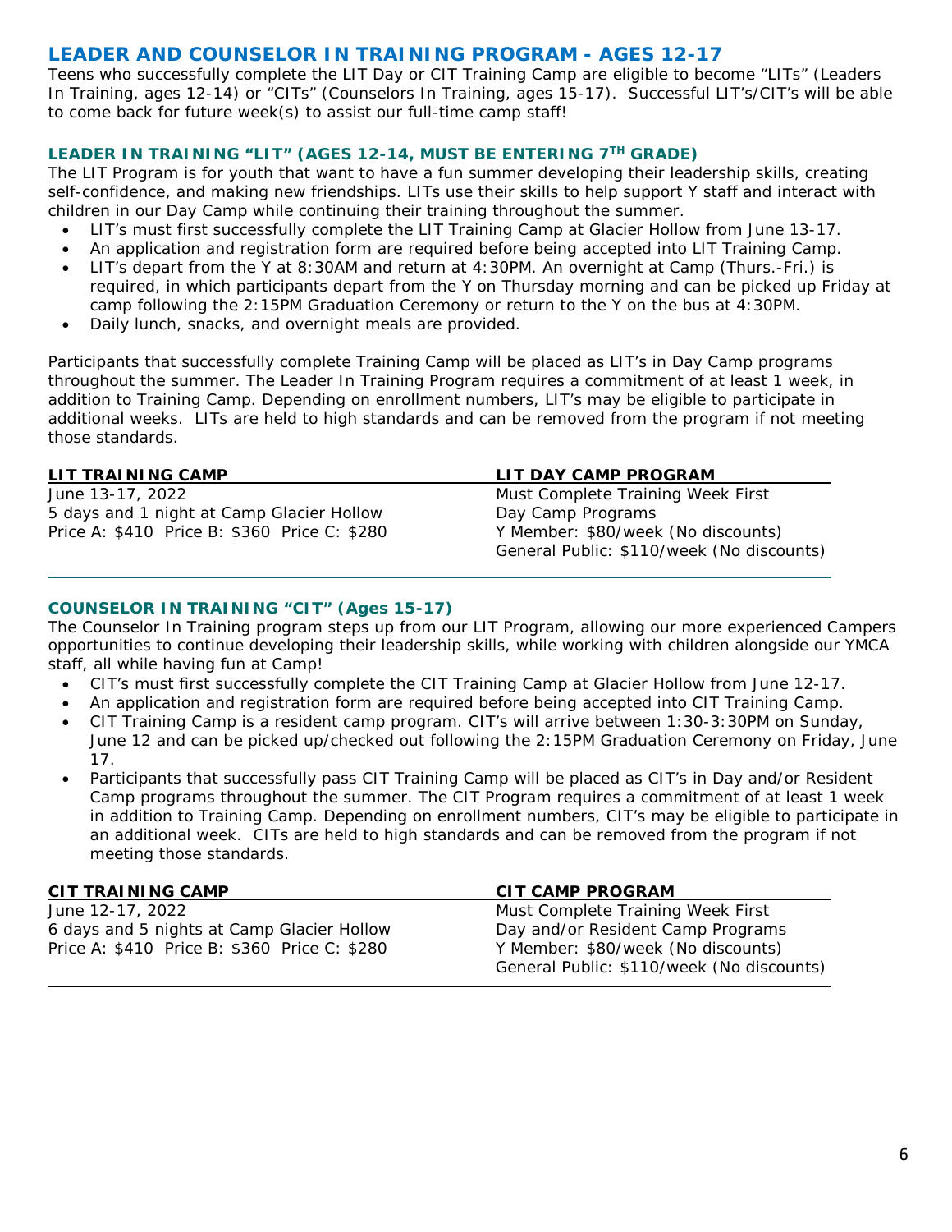## LEADER AND COUNSELOR IN TRAINING PROGRAM - AGES 12-17

Teens who successfully complete the LIT Day or CIT Training Camp are eligible to become “LITs” (Leaders In Training, ages 12-14) or “CITs” (Counselors In Training, ages 15-17). Successful LIT’s/CIT’s will be able to come back for future week(s) to assist our full-time camp staff!

### LEADER IN TRAINING “LIT” (AGES 12-14, MUST BE ENTERING 7TH GRADE)

The LIT Program is for youth that want to have a fun summer developing their leadership skills, creating self-confidence, and making new friendships. LITs use their skills to help support Y staff and interact with children in our Day Camp while continuing their training throughout the summer.

- LIT’s must first successfully complete the LIT Training Camp at Glacier Hollow from June 13-17.
- An application and registration form are required before being accepted into LIT Training Camp.
- LIT’s depart from the Y at 8:30AM and return at 4:30PM. An overnight at Camp (Thurs.-Fri.) is required, in which participants depart from the Y on Thursday morning and can be picked up Friday at camp following the 2:15PM Graduation Ceremony or return to the Y on the bus at 4:30PM.
- Daily lunch, snacks, and overnight meals are provided.

Participants that successfully complete Training Camp will be placed as LIT’s in Day Camp programs throughout the summer. The Leader In Training Program requires a commitment of at least 1 week, in addition to Training Camp. Depending on enrollment numbers, LIT’s may be eligible to participate in additional weeks. LITs are held to high standards and can be removed from the program if not meeting those standards.

| LIT TRAINING CAMP | LIT DAY CAMP PROGRAM |
|---|---|
| June 13-17, 2022 | Must Complete Training Week First |
| 5 days and 1 night at Camp Glacier Hollow | Day Camp Programs |
| Price A: $410 Price B: $360 Price C: $280 | Y Member: $80/week (No discounts) |
| | General Public: $110/week (No discounts) |

### COUNSELOR IN TRAINING “CIT” (Ages 15-17)

The Counselor In Training program steps up from our LIT Program, allowing our more experienced Campers opportunities to continue developing their leadership skills, while working with children alongside our YMCA staff, all while having fun at Camp!

- CIT’s must first successfully complete the CIT Training Camp at Glacier Hollow from June 12-17.
- An application and registration form are required before being accepted into CIT Training Camp.
- CIT Training Camp is a resident camp program. CIT’s will arrive between 1:30-3:30PM on Sunday, June 12 and can be picked up/checked out following the 2:15PM Graduation Ceremony on Friday, June 17.
- Participants that successfully pass CIT Training Camp will be placed as CIT’s in Day and/or Resident Camp programs throughout the summer. The CIT Program requires a commitment of at least 1 week in addition to Training Camp. Depending on enrollment numbers, CIT’s may be eligible to participate in an additional week. CITs are held to high standards and can be removed from the program if not meeting those standards.

| CIT TRAINING CAMP | CIT CAMP PROGRAM |
|---|---|
| June 12-17, 2022 | Must Complete Training Week First |
| 6 days and 5 nights at Camp Glacier Hollow | Day and/or Resident Camp Programs |
| Price A: $410 Price B: $360 Price C: $280 | Y Member: $80/week (No discounts) |
| | General Public: $110/week (No discounts) |